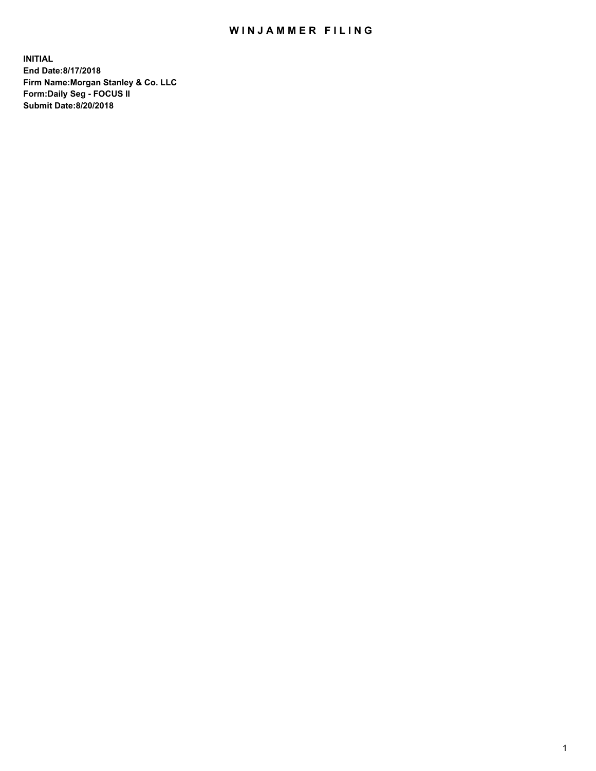# WINJAMMER FILING

**INITIAL**
**End Date:8/17/2018**
**Firm Name:Morgan Stanley & Co. LLC**
**Form:Daily Seg - FOCUS II**
**Submit Date:8/20/2018**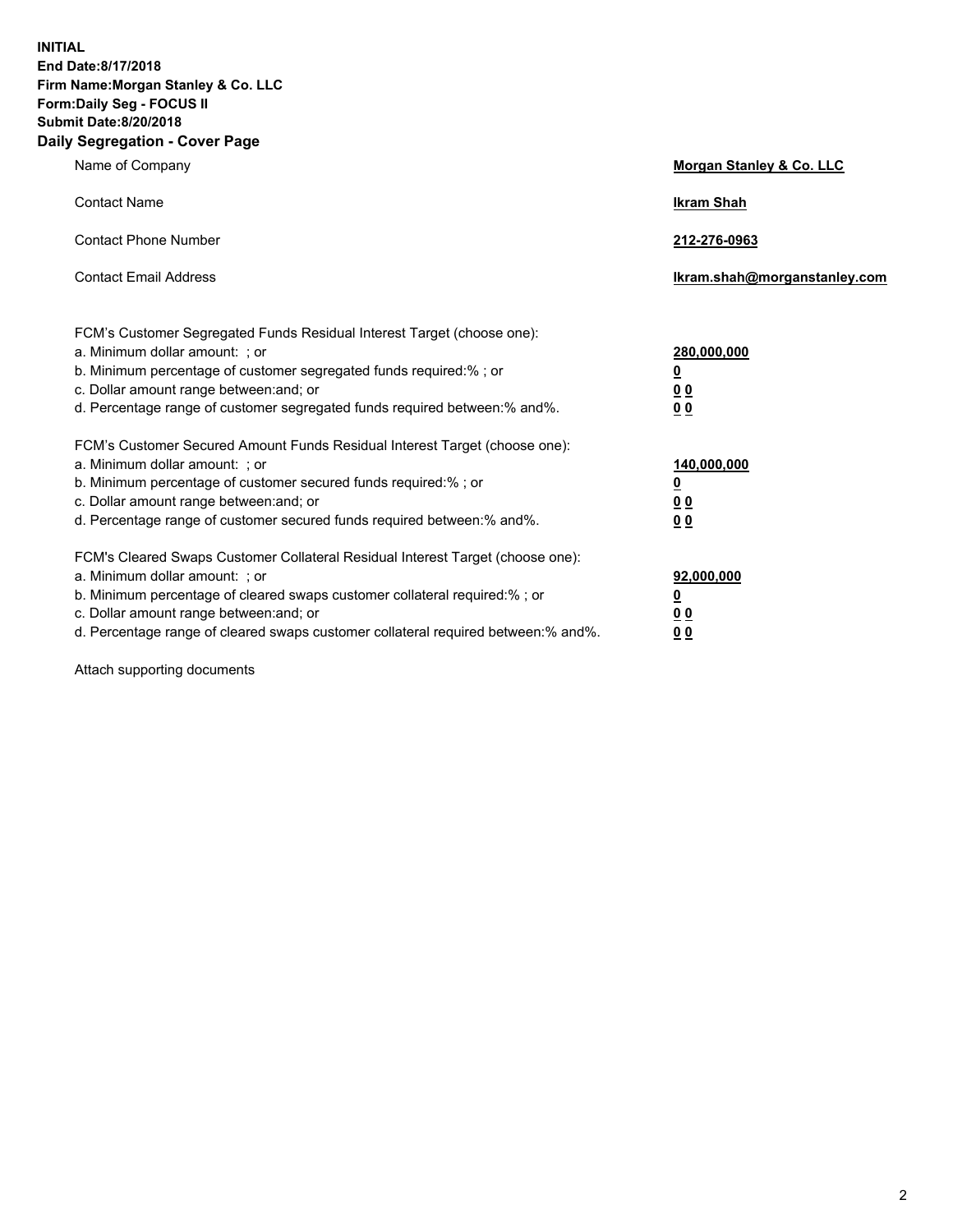**INITIAL**
**End Date:8/17/2018**
**Firm Name:Morgan Stanley & Co. LLC**
**Form:Daily Seg - FOCUS II**
**Submit Date:8/20/2018**
**Daily Segregation - Cover Page**

| | |
|---|---|
| Name of Company | **Morgan Stanley & Co. LLC** |
| Contact Name | **Ikram Shah** |
| Contact Phone Number | **212-276-0963** |
| Contact Email Address | **Ikram.shah@morganstanley.com** |

| | |
|---|---|
| FCM's Customer Segregated Funds Residual Interest Target (choose one): | |
| a. Minimum dollar amount: ; or | **280,000,000** |
| b. Minimum percentage of customer segregated funds required:% ; or | **0** |
| c. Dollar amount range between:and; or | **0 0** |
| d. Percentage range of customer segregated funds required between:% and%. | **0 0** |
| FCM's Customer Secured Amount Funds Residual Interest Target (choose one): | |
| a. Minimum dollar amount: ; or | **140,000,000** |
| b. Minimum percentage of customer secured funds required:% ; or | **0** |
| c. Dollar amount range between:and; or | **0 0** |
| d. Percentage range of customer secured funds required between:% and%. | **0 0** |
| FCM's Cleared Swaps Customer Collateral Residual Interest Target (choose one): | |
| a. Minimum dollar amount: ; or | **92,000,000** |
| b. Minimum percentage of cleared swaps customer collateral required:% ; or | **0** |
| c. Dollar amount range between:and; or | **0 0** |
| d. Percentage range of cleared swaps customer collateral required between:% and%. | **0 0** |

Attach supporting documents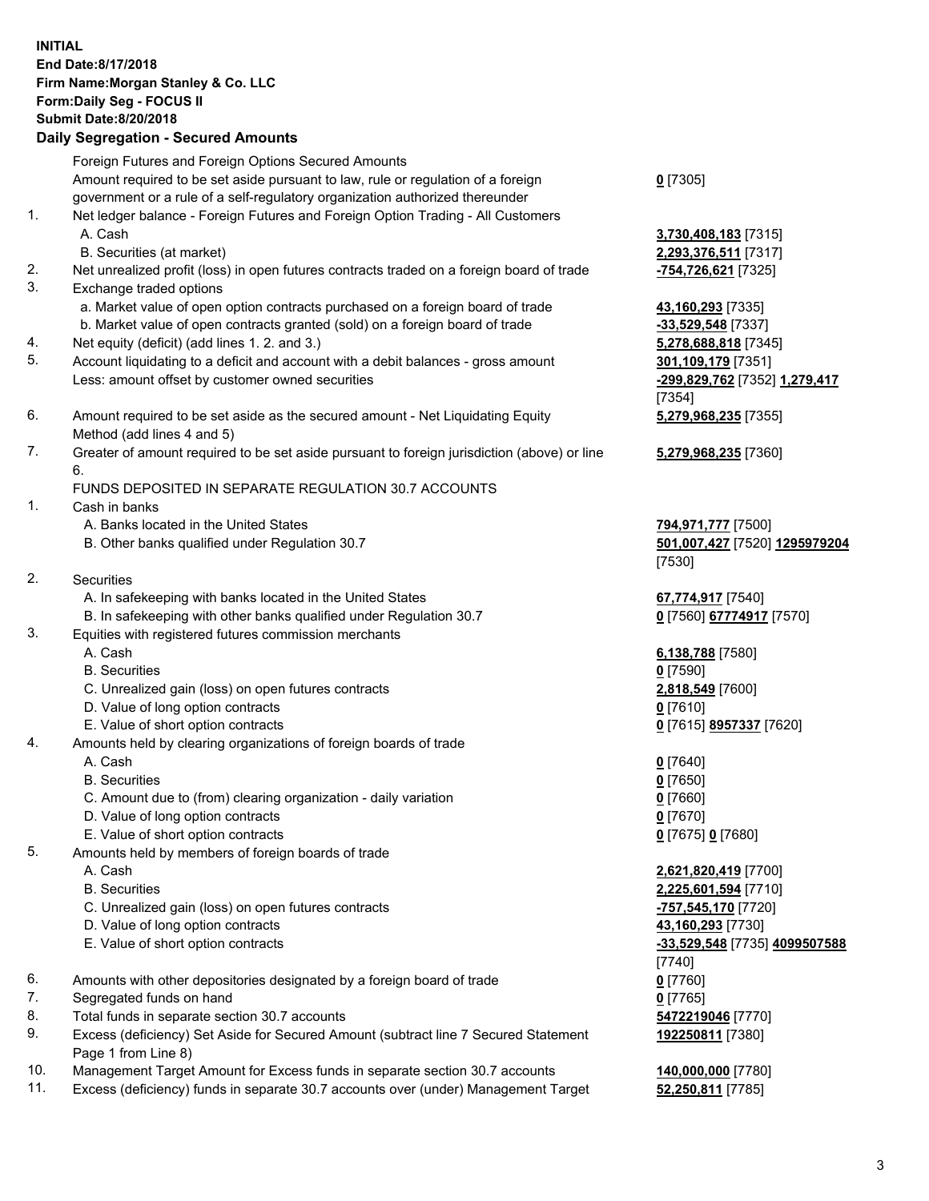**INITIAL**
**End Date:8/17/2018**
**Firm Name:Morgan Stanley & Co. LLC**
**Form:Daily Seg - FOCUS II**
**Submit Date:8/20/2018**
**Daily Segregation - Secured Amounts**

| | | |
|---|---|---|
| | Foreign Futures and Foreign Options Secured Amounts | |
| | Amount required to be set aside pursuant to law, rule or regulation of a foreign government or a rule of a self-regulatory organization authorized thereunder | **0** [7305] |
| 1. | Net ledger balance - Foreign Futures and Foreign Option Trading - All Customers | |
| | A. Cash | **3,730,408,183** [7315] |
| | B. Securities (at market) | **2,293,376,511** [7317] |
| 2. | Net unrealized profit (loss) in open futures contracts traded on a foreign board of trade | **-754,726,621** [7325] |
| 3. | Exchange traded options | |
| | a. Market value of open option contracts purchased on a foreign board of trade | **43,160,293** [7335] |
| | b. Market value of open contracts granted (sold) on a foreign board of trade | **-33,529,548** [7337] |
| 4. | Net equity (deficit) (add lines 1. 2. and 3.) | **5,278,688,818** [7345] |
| 5. | Account liquidating to a deficit and account with a debit balances - gross amount | **301,109,179** [7351] |
| | Less: amount offset by customer owned securities | **-299,829,762** [7352] **1,279,417** [7354] |
| 6. | Amount required to be set aside as the secured amount - Net Liquidating Equity Method (add lines 4 and 5) | **5,279,968,235** [7355] |
| 7. | Greater of amount required to be set aside pursuant to foreign jurisdiction (above) or line 6. | **5,279,968,235** [7360] |
| | FUNDS DEPOSITED IN SEPARATE REGULATION 30.7 ACCOUNTS | |
| 1. | Cash in banks | |
| | A. Banks located in the United States | **794,971,777** [7500] |
| | B. Other banks qualified under Regulation 30.7 | **501,007,427** [7520] **1295979204** [7530] |
| 2. | Securities | |
| | A. In safekeeping with banks located in the United States | **67,774,917** [7540] |
| | B. In safekeeping with other banks qualified under Regulation 30.7 | **0** [7560] **67774917** [7570] |
| 3. | Equities with registered futures commission merchants | |
| | A. Cash | **6,138,788** [7580] |
| | B. Securities | **0** [7590] |
| | C. Unrealized gain (loss) on open futures contracts | **2,818,549** [7600] |
| | D. Value of long option contracts | **0** [7610] |
| | E. Value of short option contracts | **0** [7615] **8957337** [7620] |
| 4. | Amounts held by clearing organizations of foreign boards of trade | |
| | A. Cash | **0** [7640] |
| | B. Securities | **0** [7650] |
| | C. Amount due to (from) clearing organization - daily variation | **0** [7660] |
| | D. Value of long option contracts | **0** [7670] |
| | E. Value of short option contracts | **0** [7675] **0** [7680] |
| 5. | Amounts held by members of foreign boards of trade | |
| | A. Cash | **2,621,820,419** [7700] |
| | B. Securities | **2,225,601,594** [7710] |
| | C. Unrealized gain (loss) on open futures contracts | **-757,545,170** [7720] |
| | D. Value of long option contracts | **43,160,293** [7730] |
| | E. Value of short option contracts | **-33,529,548** [7735] **4099507588** [7740] |
| 6. | Amounts with other depositories designated by a foreign board of trade | **0** [7760] |
| 7. | Segregated funds on hand | **0** [7765] |
| 8. | Total funds in separate section 30.7 accounts | **5472219046** [7770] |
| 9. | Excess (deficiency) Set Aside for Secured Amount (subtract line 7 Secured Statement Page 1 from Line 8) | **192250811** [7380] |
| 10. | Management Target Amount for Excess funds in separate section 30.7 accounts | **140,000,000** [7780] |
| 11. | Excess (deficiency) funds in separate 30.7 accounts over (under) Management Target | **52,250,811** [7785] |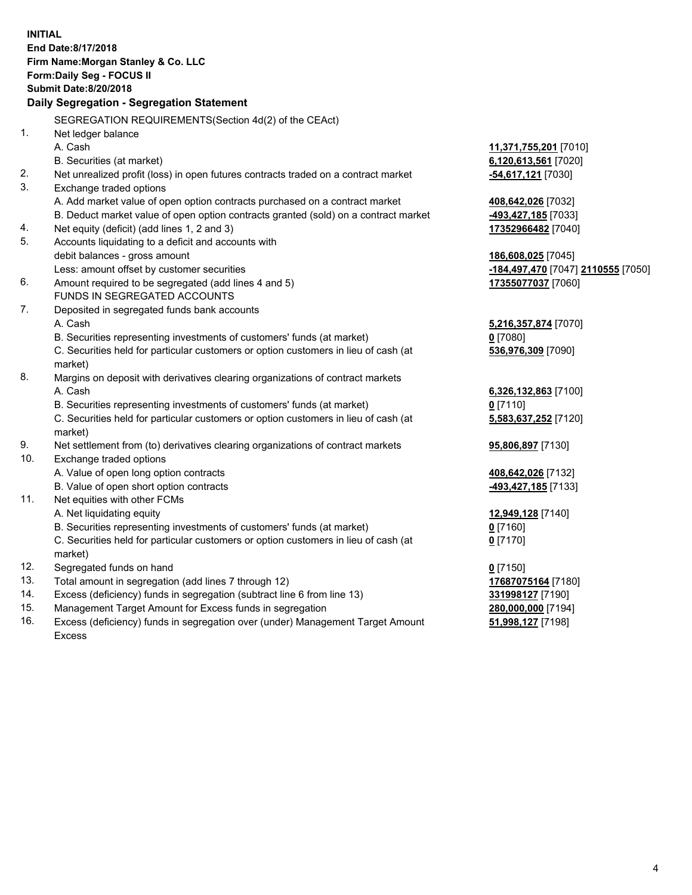**INITIAL**
**End Date:8/17/2018**
**Firm Name:Morgan Stanley & Co. LLC**
**Form:Daily Seg - FOCUS II**
**Submit Date:8/20/2018**

**Daily Segregation - Segregation Statement**

SEGREGATION REQUIREMENTS(Section 4d(2) of the CEAct)

| | | |
|---|---|---|
| 1. | Net ledger balance | |
| | A. Cash | **11,371,755,201** [7010] |
| | B. Securities (at market) | **6,120,613,561** [7020] |
| 2. | Net unrealized profit (loss) in open futures contracts traded on a contract market | **-54,617,121** [7030] |
| 3. | Exchange traded options | |
| | A. Add market value of open option contracts purchased on a contract market | **408,642,026** [7032] |
| | B. Deduct market value of open option contracts granted (sold) on a contract market | **-493,427,185** [7033] |
| 4. | Net equity (deficit) (add lines 1, 2 and 3) | **17352966482** [7040] |
| 5. | Accounts liquidating to a deficit and accounts with | |
| | debit balances - gross amount | **186,608,025** [7045] |
| | Less: amount offset by customer securities | **-184,497,470** [7047] **2110555** [7050] |
| 6. | Amount required to be segregated (add lines 4 and 5) | **17355077037** [7060] |
| | FUNDS IN SEGREGATED ACCOUNTS | |
| 7. | Deposited in segregated funds bank accounts | |
| | A. Cash | **5,216,357,874** [7070] |
| | B. Securities representing investments of customers' funds (at market) | **0** [7080] |
| | C. Securities held for particular customers or option customers in lieu of cash (at market) | **536,976,309** [7090] |
| 8. | Margins on deposit with derivatives clearing organizations of contract markets | |
| | A. Cash | **6,326,132,863** [7100] |
| | B. Securities representing investments of customers' funds (at market) | **0** [7110] |
| | C. Securities held for particular customers or option customers in lieu of cash (at market) | **5,583,637,252** [7120] |
| 9. | Net settlement from (to) derivatives clearing organizations of contract markets | **95,806,897** [7130] |
| 10. | Exchange traded options | |
| | A. Value of open long option contracts | **408,642,026** [7132] |
| | B. Value of open short option contracts | **-493,427,185** [7133] |
| 11. | Net equities with other FCMs | |
| | A. Net liquidating equity | **12,949,128** [7140] |
| | B. Securities representing investments of customers' funds (at market) | **0** [7160] |
| | C. Securities held for particular customers or option customers in lieu of cash (at market) | **0** [7170] |
| 12. | Segregated funds on hand | **0** [7150] |
| 13. | Total amount in segregation (add lines 7 through 12) | **17687075164** [7180] |
| 14. | Excess (deficiency) funds in segregation (subtract line 6 from line 13) | **331998127** [7190] |
| 15. | Management Target Amount for Excess funds in segregation | **280,000,000** [7194] |
| 16. | Excess (deficiency) funds in segregation over (under) Management Target Amount Excess | **51,998,127** [7198] |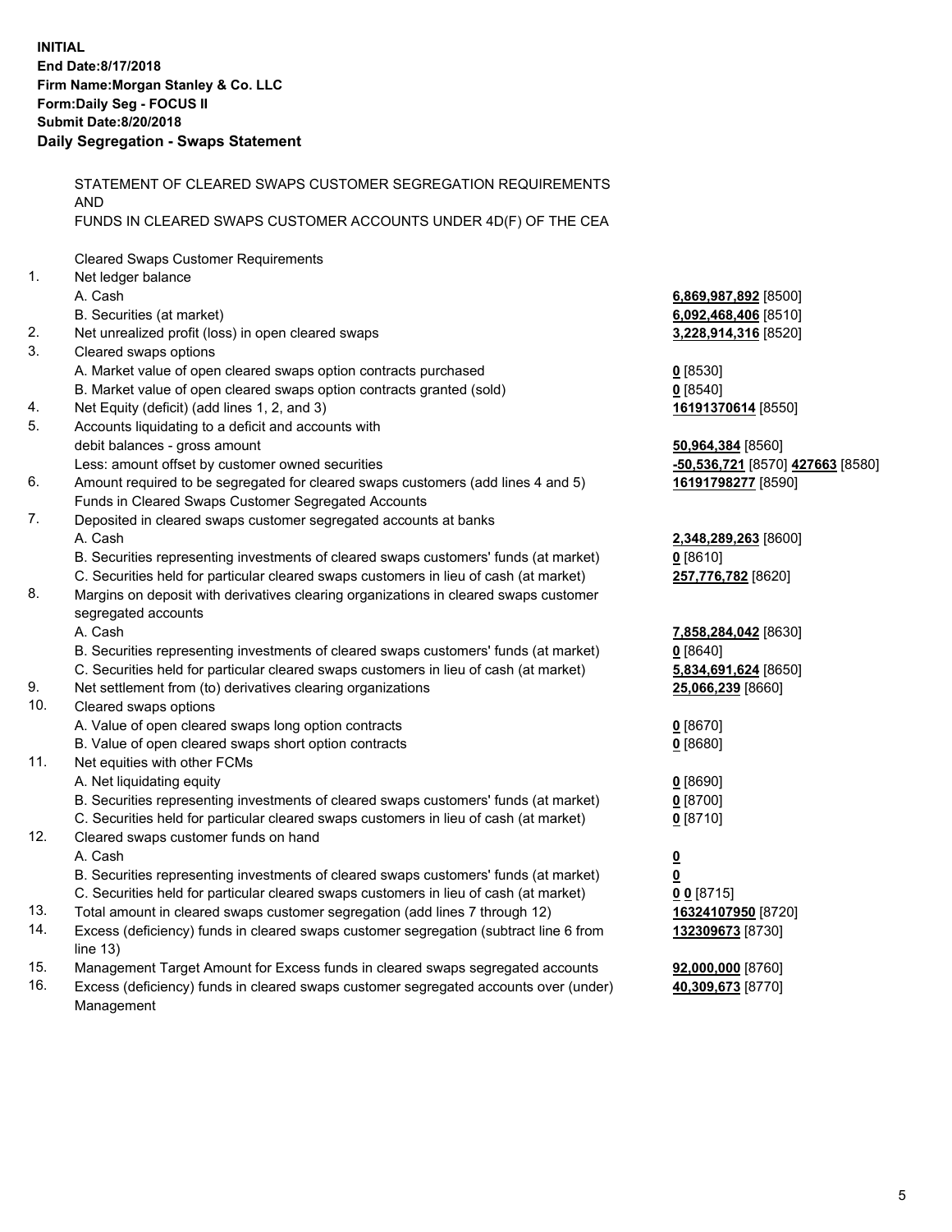**INITIAL**
**End Date:8/17/2018**
**Firm Name:Morgan Stanley & Co. LLC**
**Form:Daily Seg - FOCUS II**
**Submit Date:8/20/2018**
**Daily Segregation - Swaps Statement**

STATEMENT OF CLEARED SWAPS CUSTOMER SEGREGATION REQUIREMENTS AND FUNDS IN CLEARED SWAPS CUSTOMER ACCOUNTS UNDER 4D(F) OF THE CEA

| | | |
|---|---|---|
| | Cleared Swaps Customer Requirements | |
| 1. | Net ledger balance | |
| | A. Cash | **6,869,987,892** [8500] |
| | B. Securities (at market) | **6,092,468,406** [8510] |
| 2. | Net unrealized profit (loss) in open cleared swaps | **3,228,914,316** [8520] |
| 3. | Cleared swaps options | |
| | A. Market value of open cleared swaps option contracts purchased | **0** [8530] |
| | B. Market value of open cleared swaps option contracts granted (sold) | **0** [8540] |
| 4. | Net Equity (deficit) (add lines 1, 2, and 3) | **16191370614** [8550] |
| 5. | Accounts liquidating to a deficit and accounts with debit balances - gross amount | **50,964,384** [8560] |
| | Less: amount offset by customer owned securities | **-50,536,721** [8570] **427663** [8580] |
| 6. | Amount required to be segregated for cleared swaps customers (add lines 4 and 5) | **16191798277** [8590] |
| | Funds in Cleared Swaps Customer Segregated Accounts | |
| 7. | Deposited in cleared swaps customer segregated accounts at banks | |
| | A. Cash | **2,348,289,263** [8600] |
| | B. Securities representing investments of cleared swaps customers' funds (at market) | **0** [8610] |
| | C. Securities held for particular cleared swaps customers in lieu of cash (at market) | **257,776,782** [8620] |
| 8. | Margins on deposit with derivatives clearing organizations in cleared swaps customer segregated accounts | |
| | A. Cash | **7,858,284,042** [8630] |
| | B. Securities representing investments of cleared swaps customers' funds (at market) | **0** [8640] |
| | C. Securities held for particular cleared swaps customers in lieu of cash (at market) | **5,834,691,624** [8650] |
| 9. | Net settlement from (to) derivatives clearing organizations | **25,066,239** [8660] |
| 10. | Cleared swaps options | |
| | A. Value of open cleared swaps long option contracts | **0** [8670] |
| | B. Value of open cleared swaps short option contracts | **0** [8680] |
| 11. | Net equities with other FCMs | |
| | A. Net liquidating equity | **0** [8690] |
| | B. Securities representing investments of cleared swaps customers' funds (at market) | **0** [8700] |
| | C. Securities held for particular cleared swaps customers in lieu of cash (at market) | **0** [8710] |
| 12. | Cleared swaps customer funds on hand | |
| | A. Cash | **0** |
| | B. Securities representing investments of cleared swaps customers' funds (at market) | **0** |
| | C. Securities held for particular cleared swaps customers in lieu of cash (at market) | **0** **0** [8715] |
| 13. | Total amount in cleared swaps customer segregation (add lines 7 through 12) | **16324107950** [8720] |
| 14. | Excess (deficiency) funds in cleared swaps customer segregation (subtract line 6 from line 13) | **132309673** [8730] |
| 15. | Management Target Amount for Excess funds in cleared swaps segregated accounts | **92,000,000** [8760] |
| 16. | Excess (deficiency) funds in cleared swaps customer segregated accounts over (under) Management | **40,309,673** [8770] |